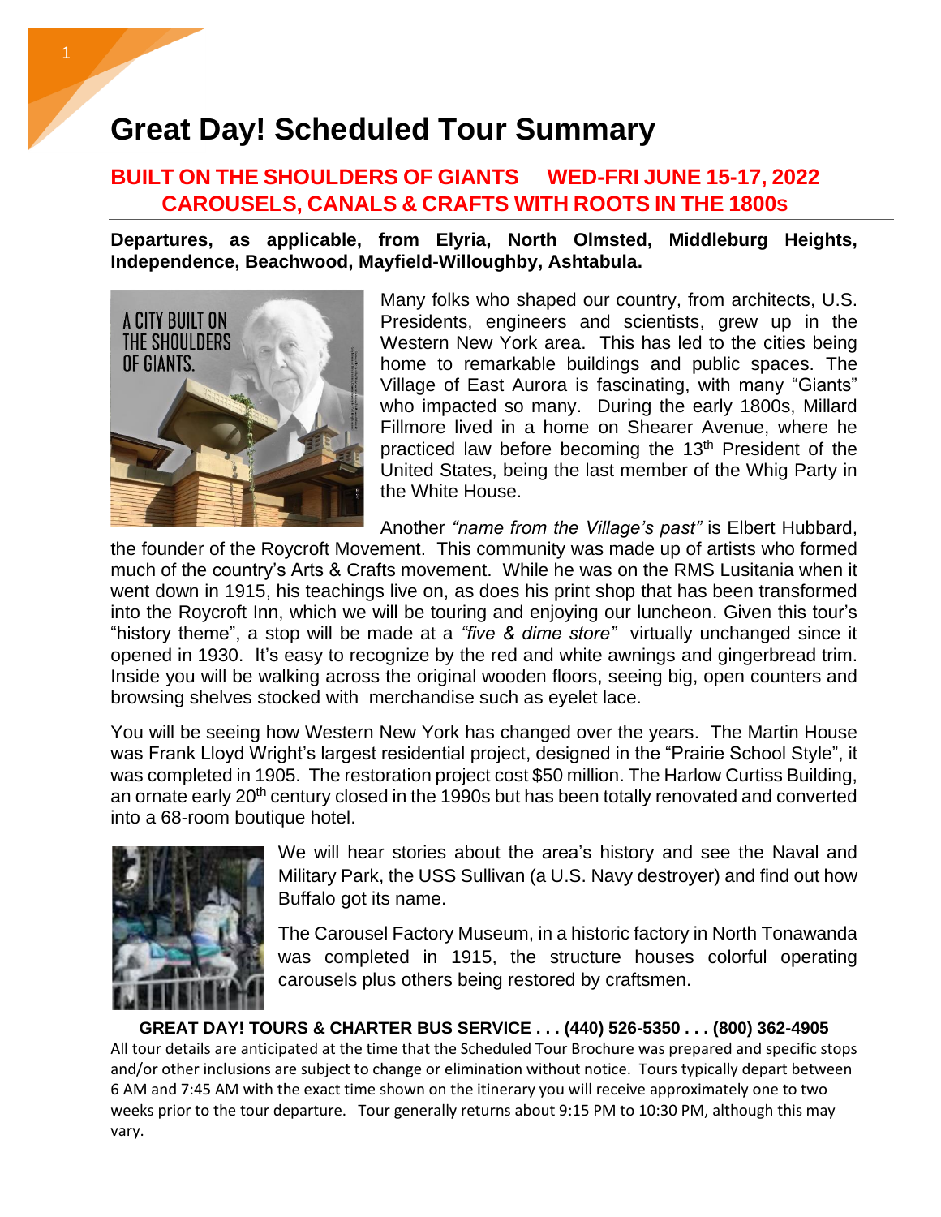# Great Day! Scheduled Tour Summary

## BUILT ON THE SHOULDERS OF GIANTS WED-FRI JUNE 15-17, 2022
## CAROUSELS, CANALS & CRAFTS WITH ROOTS IN THE 1800s

**Departures, as applicable, from Elyria, North Olmsted, Middleburg Heights, Independence, Beachwood, Mayfield-Willoughby, Ashtabula.**

Many folks who shaped our country, from architects, U.S. Presidents, engineers and scientists, grew up in the Western New York area. This has led to the cities being home to remarkable buildings and public spaces. The Village of East Aurora is fascinating, with many "Giants" who impacted so many. During the early 1800s, Millard Fillmore lived in a home on Shearer Avenue, where he practiced law before becoming the 13th President of the United States, being the last member of the Whig Party in the White House.

Another *"name from the Village's past"* is Elbert Hubbard, the founder of the Roycroft Movement. This community was made up of artists who formed much of the country's Arts & Crafts movement. While he was on the RMS Lusitania when it went down in 1915, his teachings live on, as does his print shop that has been transformed into the Roycroft Inn, which we will be touring and enjoying our luncheon. Given this tour's "history theme", a stop will be made at a *"five & dime store"* virtually unchanged since it opened in 1930. It's easy to recognize by the red and white awnings and gingerbread trim. Inside you will be walking across the original wooden floors, seeing big, open counters and browsing shelves stocked with merchandise such as eyelet lace.

You will be seeing how Western New York has changed over the years. The Martin House was Frank Lloyd Wright's largest residential project, designed in the "Prairie School Style", it was completed in 1905. The restoration project cost $50 million. The Harlow Curtiss Building, an ornate early 20th century closed in the 1990s but has been totally renovated and converted into a 68-room boutique hotel.

We will hear stories about the area's history and see the Naval and Military Park, the USS Sullivan (a U.S. Navy destroyer) and find out how Buffalo got its name.

The Carousel Factory Museum, in a historic factory in North Tonawanda was completed in 1915, the structure houses colorful operating carousels plus others being restored by craftsmen.

**GREAT DAY! TOURS & CHARTER BUS SERVICE . . . (440) 526-5350 . . . (800) 362-4905**

All tour details are anticipated at the time that the Scheduled Tour Brochure was prepared and specific stops and/or other inclusions are subject to change or elimination without notice. Tours typically depart between 6 AM and 7:45 AM with the exact time shown on the itinerary you will receive approximately one to two weeks prior to the tour departure. Tour generally returns about 9:15 PM to 10:30 PM, although this may vary.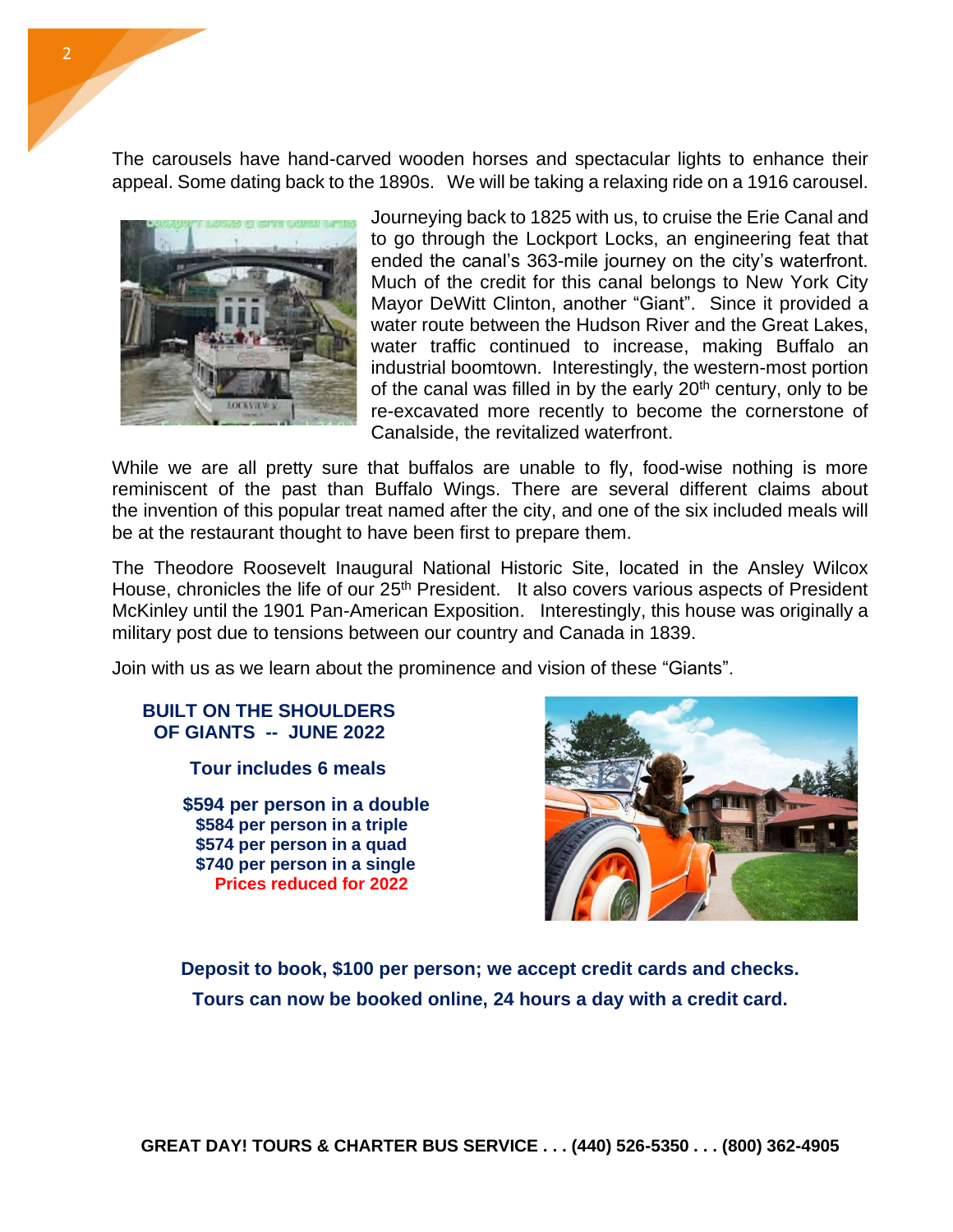The carousels have hand-carved wooden horses and spectacular lights to enhance their appeal. Some dating back to the 1890s. We will be taking a relaxing ride on a 1916 carousel.

Journeying back to 1825 with us, to cruise the Erie Canal and to go through the Lockport Locks, an engineering feat that ended the canal's 363-mile journey on the city's waterfront. Much of the credit for this canal belongs to New York City Mayor DeWitt Clinton, another "Giant". Since it provided a water route between the Hudson River and the Great Lakes, water traffic continued to increase, making Buffalo an industrial boomtown. Interestingly, the western-most portion of the canal was filled in by the early 20th century, only to be re-excavated more recently to become the cornerstone of Canalside, the revitalized waterfront.

While we are all pretty sure that buffalos are unable to fly, food-wise nothing is more reminiscent of the past than Buffalo Wings. There are several different claims about the invention of this popular treat named after the city, and one of the six included meals will be at the restaurant thought to have been first to prepare them.

The Theodore Roosevelt Inaugural National Historic Site, located in the Ansley Wilcox House, chronicles the life of our 25th President. It also covers various aspects of President McKinley until the 1901 Pan-American Exposition. Interestingly, this house was originally a military post due to tensions between our country and Canada in 1839.

Join with us as we learn about the prominence and vision of these "Giants".

**BUILT ON THE SHOULDERS OF GIANTS -- JUNE 2022**

**Tour includes 6 meals**

**$594 per person in a double**
**$584 per person in a triple**
**$574 per person in a quad**
**$740 per person in a single**
**Prices reduced for 2022**

**Deposit to book, $100 per person; we accept credit cards and checks.**

**Tours can now be booked online, 24 hours a day with a credit card.**

**GREAT DAY! TOURS & CHARTER BUS SERVICE . . . (440) 526-5350 . . . (800) 362-4905**